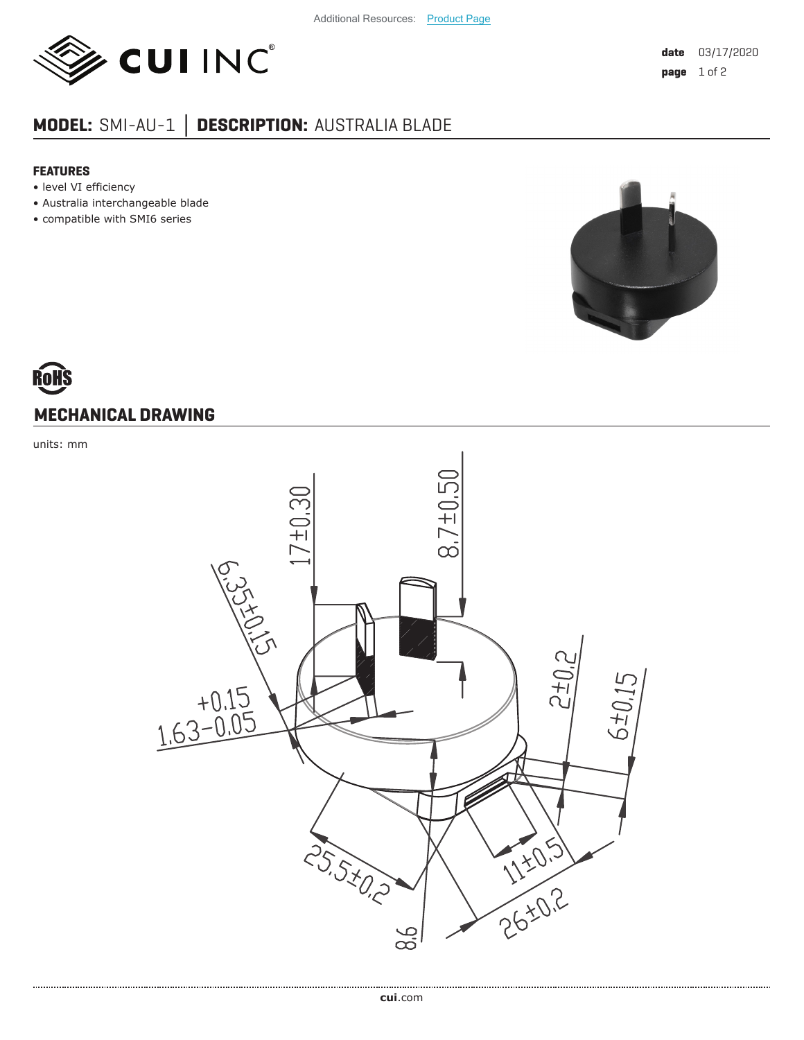Additional Resources: Product Page

**date** 03/17/2020

# MODEL: SMI-AU-1 | DESCRIPTION: AUSTRALIA BLADE

### FEATURES

- level VI efficiency
- Australia interchangeable blade
- compatible with SMI6 series

## MECHANICAL DRAWING

units: mm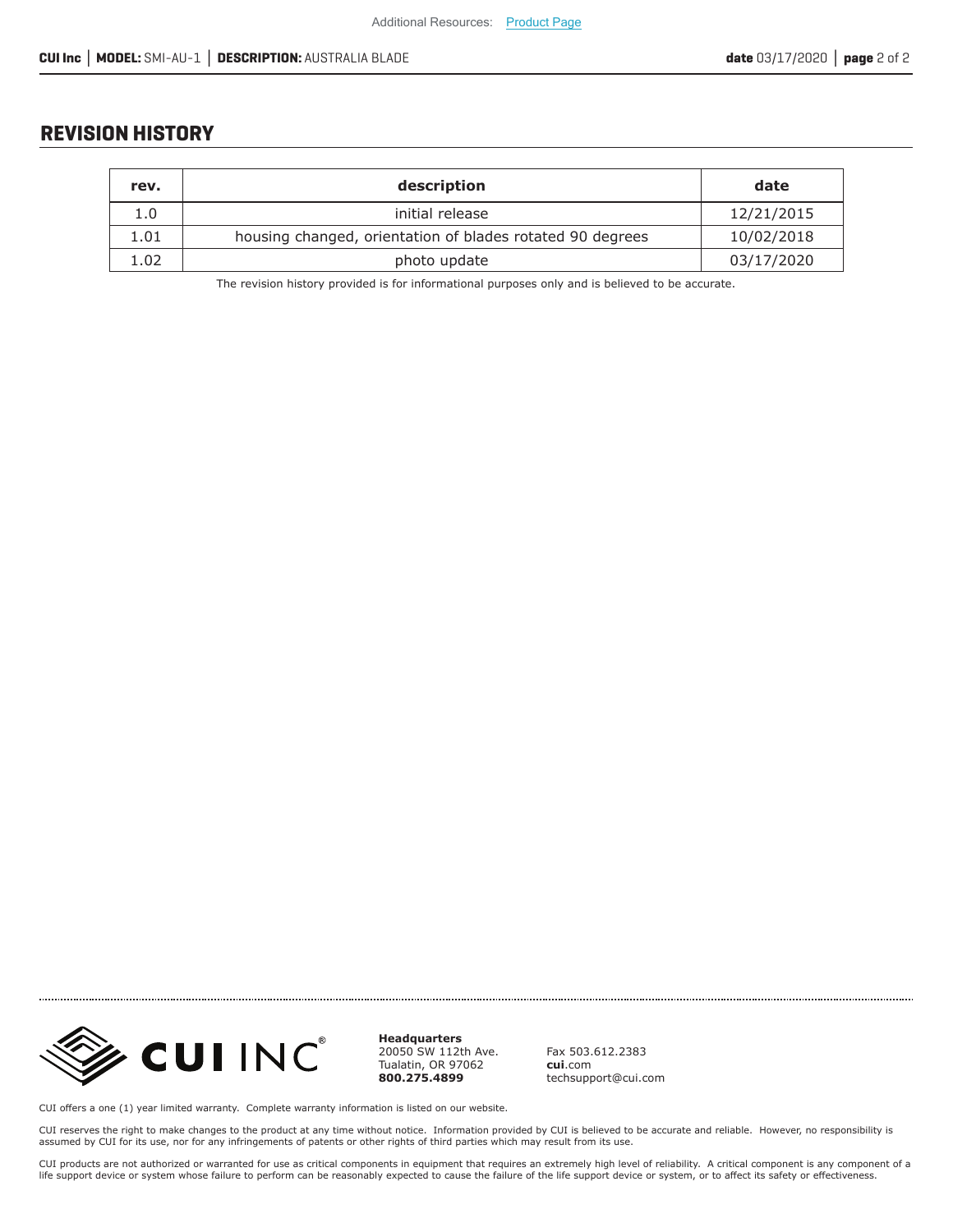## REVISION HISTORY

| rev. | description | date |
|---|---|---|
| 1.0 | initial release | 12/21/2015 |
| 1.01 | housing changed, orientation of blades rotated 90 degrees | 10/02/2018 |
| 1.02 | photo update | 03/17/2020 |

The revision history provided is for informational purposes only and is believed to be accurate.

**Headquarters**
20050 SW 112th Ave.
Tualatin, OR 97062
**800.275.4899**

Fax 503.612.2383
**cui**.com
techsupport@cui.com

CUI offers a one (1) year limited warranty. Complete warranty information is listed on our website.

CUI reserves the right to make changes to the product at any time without notice. Information provided by CUI is believed to be accurate and reliable. However, no responsibility is assumed by CUI for its use, nor for any infringements of patents or other rights of third parties which may result from its use.

CUI products are not authorized or warranted for use as critical components in equipment that requires an extremely high level of reliability. A critical component is any component of a life support device or system whose failure to perform can be reasonably expected to cause the failure of the life support device or system, or to affect its safety or effectiveness.